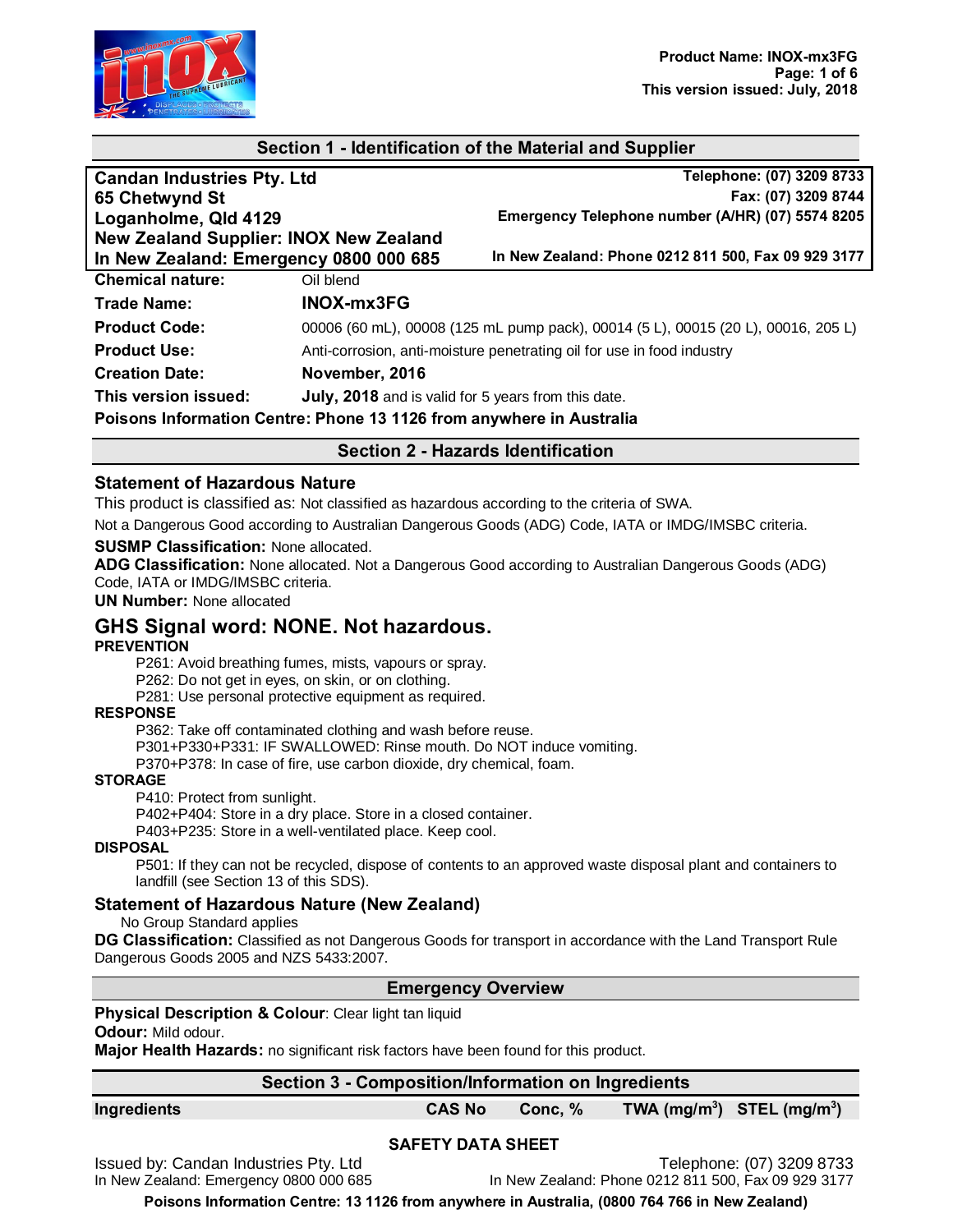## Section 1 - Identification of the Material and Supplier

**Candan Industries Pty. Ltd**
**65 Chetwynd St**
**Loganholme, Qld 4129**
**New Zealand Supplier: INOX New Zealand**
**In New Zealand: Emergency 0800 000 685**

**Telephone: (07) 3209 8733**
**Fax: (07) 3209 8744**
**Emergency Telephone number (A/HR) (07) 5574 8205**
**In New Zealand: Phone 0212 811 500, Fax 09 929 3177**

| | |
|---|---|
| **Chemical nature:** | Oil blend |
| **Trade Name:** | **INOX-mx3FG** |
| **Product Code:** | 00006 (60 mL), 00008 (125 mL pump pack), 00014 (5 L), 00015 (20 L), 00016, 205 L) |
| **Product Use:** | Anti-corrosion, anti-moisture penetrating oil for use in food industry |
| **Creation Date:** | **November, 2016** |
| **This version issued:** | **July, 2018** and is valid for 5 years from this date. |

**Poisons Information Centre: Phone 13 1126 from anywhere in Australia**

## Section 2 - Hazards Identification

### Statement of Hazardous Nature

This product is classified as: Not classified as hazardous according to the criteria of SWA.

Not a Dangerous Good according to Australian Dangerous Goods (ADG) Code, IATA or IMDG/IMSBC criteria.

**SUSMP Classification:** None allocated.

**ADG Classification:** None allocated. Not a Dangerous Good according to Australian Dangerous Goods (ADG) Code, IATA or IMDG/IMSBC criteria.

**UN Number:** None allocated

### GHS Signal word: NONE. Not hazardous.

**PREVENTION**

P261: Avoid breathing fumes, mists, vapours or spray.
P262: Do not get in eyes, on skin, or on clothing.
P281: Use personal protective equipment as required.

**RESPONSE**

P362: Take off contaminated clothing and wash before reuse.
P301+P330+P331: IF SWALLOWED: Rinse mouth. Do NOT induce vomiting.
P370+P378: In case of fire, use carbon dioxide, dry chemical, foam.

**STORAGE**

P410: Protect from sunlight.
P402+P404: Store in a dry place. Store in a closed container.
P403+P235: Store in a well-ventilated place. Keep cool.

**DISPOSAL**

P501: If they can not be recycled, dispose of contents to an approved waste disposal plant and containers to landfill (see Section 13 of this SDS).

### Statement of Hazardous Nature (New Zealand)

No Group Standard applies

**DG Classification:** Classified as not Dangerous Goods for transport in accordance with the Land Transport Rule Dangerous Goods 2005 and NZS 5433:2007.

## Emergency Overview

**Physical Description & Colour**: Clear light tan liquid

**Odour:** Mild odour.

**Major Health Hazards:** no significant risk factors have been found for this product.

## Section 3 - Composition/Information on Ingredients

| Ingredients | CAS No | Conc, % | TWA (mg/m$^3$) | STEL (mg/m$^3$) |
|---|---|---|---|---|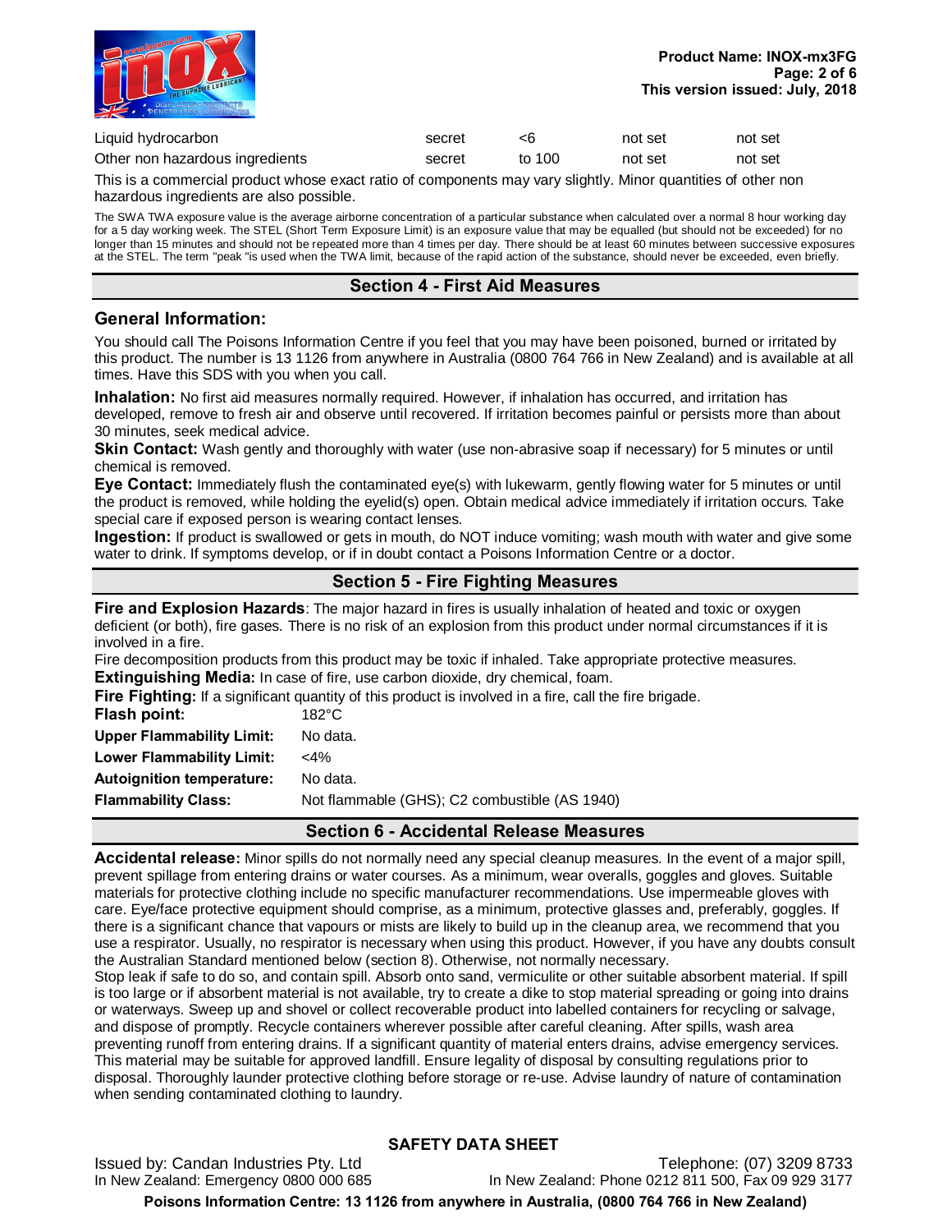| | | | | |
|---|---|---|---|---|
| Liquid hydrocarbon | secret | <6 | not set | not set |
| Other non hazardous ingredients | secret | to 100 | not set | not set |

This is a commercial product whose exact ratio of components may vary slightly. Minor quantities of other non hazardous ingredients are also possible.

The SWA TWA exposure value is the average airborne concentration of a particular substance when calculated over a normal 8 hour working day for a 5 day working week. The STEL (Short Term Exposure Limit) is an exposure value that may be equalled (but should not be exceeded) for no longer than 15 minutes and should not be repeated more than 4 times per day. There should be at least 60 minutes between successive exposures at the STEL. The term "peak "is used when the TWA limit, because of the rapid action of the substance, should never be exceeded, even briefly.

## Section 4 - First Aid Measures

### General Information:

You should call The Poisons Information Centre if you feel that you may have been poisoned, burned or irritated by this product. The number is 13 1126 from anywhere in Australia (0800 764 766 in New Zealand) and is available at all times. Have this SDS with you when you call.

**Inhalation:** No first aid measures normally required. However, if inhalation has occurred, and irritation has developed, remove to fresh air and observe until recovered. If irritation becomes painful or persists more than about 30 minutes, seek medical advice.

**Skin Contact:** Wash gently and thoroughly with water (use non-abrasive soap if necessary) for 5 minutes or until chemical is removed.

**Eye Contact:** Immediately flush the contaminated eye(s) with lukewarm, gently flowing water for 5 minutes or until the product is removed, while holding the eyelid(s) open. Obtain medical advice immediately if irritation occurs. Take special care if exposed person is wearing contact lenses.

**Ingestion:** If product is swallowed or gets in mouth, do NOT induce vomiting; wash mouth with water and give some water to drink. If symptoms develop, or if in doubt contact a Poisons Information Centre or a doctor.

## Section 5 - Fire Fighting Measures

**Fire and Explosion Hazards**: The major hazard in fires is usually inhalation of heated and toxic or oxygen deficient (or both), fire gases. There is no risk of an explosion from this product under normal circumstances if it is involved in a fire.

Fire decomposition products from this product may be toxic if inhaled. Take appropriate protective measures.

**Extinguishing Media:** In case of fire, use carbon dioxide, dry chemical, foam.

**Fire Fighting:** If a significant quantity of this product is involved in a fire, call the fire brigade.

| | |
|---|---|
| **Flash point:** | 182°C |
| **Upper Flammability Limit:** | No data. |
| **Lower Flammability Limit:** | <4% |
| **Autoignition temperature:** | No data. |
| **Flammability Class:** | Not flammable (GHS); C2 combustible (AS 1940) |

## Section 6 - Accidental Release Measures

**Accidental release:** Minor spills do not normally need any special cleanup measures. In the event of a major spill, prevent spillage from entering drains or water courses. As a minimum, wear overalls, goggles and gloves. Suitable materials for protective clothing include no specific manufacturer recommendations. Use impermeable gloves with care. Eye/face protective equipment should comprise, as a minimum, protective glasses and, preferably, goggles. If there is a significant chance that vapours or mists are likely to build up in the cleanup area, we recommend that you use a respirator. Usually, no respirator is necessary when using this product. However, if you have any doubts consult the Australian Standard mentioned below (section 8). Otherwise, not normally necessary.

Stop leak if safe to do so, and contain spill. Absorb onto sand, vermiculite or other suitable absorbent material. If spill is too large or if absorbent material is not available, try to create a dike to stop material spreading or going into drains or waterways. Sweep up and shovel or collect recoverable product into labelled containers for recycling or salvage, and dispose of promptly. Recycle containers wherever possible after careful cleaning. After spills, wash area preventing runoff from entering drains. If a significant quantity of material enters drains, advise emergency services. This material may be suitable for approved landfill. Ensure legality of disposal by consulting regulations prior to disposal. Thoroughly launder protective clothing before storage or re-use. Advise laundry of nature of contamination when sending contaminated clothing to laundry.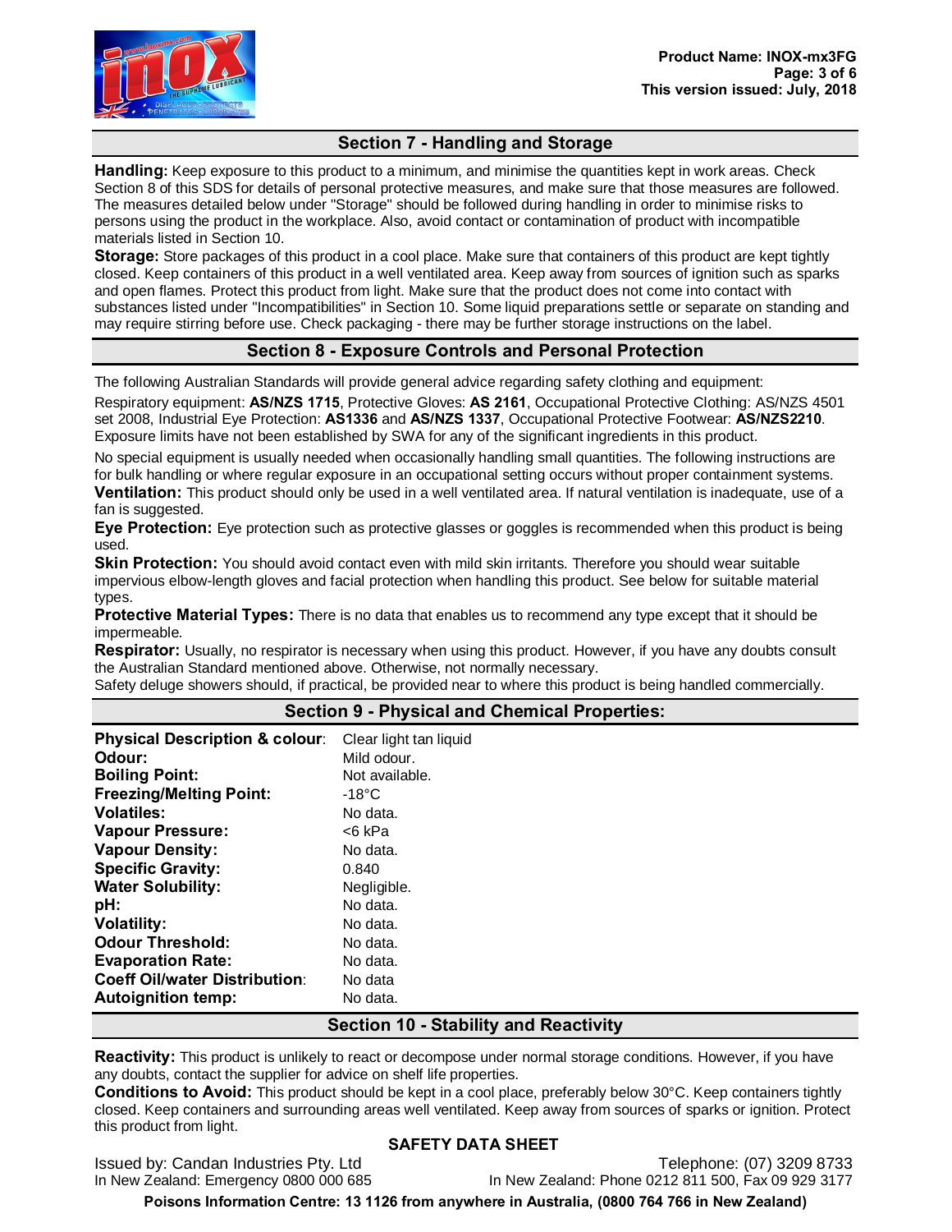## Section 7 - Handling and Storage

**Handling:** Keep exposure to this product to a minimum, and minimise the quantities kept in work areas. Check Section 8 of this SDS for details of personal protective measures, and make sure that those measures are followed. The measures detailed below under "Storage" should be followed during handling in order to minimise risks to persons using the product in the workplace. Also, avoid contact or contamination of product with incompatible materials listed in Section 10.

**Storage:** Store packages of this product in a cool place. Make sure that containers of this product are kept tightly closed. Keep containers of this product in a well ventilated area. Keep away from sources of ignition such as sparks and open flames. Protect this product from light. Make sure that the product does not come into contact with substances listed under "Incompatibilities" in Section 10. Some liquid preparations settle or separate on standing and may require stirring before use. Check packaging - there may be further storage instructions on the label.

## Section 8 - Exposure Controls and Personal Protection

The following Australian Standards will provide general advice regarding safety clothing and equipment:

Respiratory equipment: **AS/NZS 1715**, Protective Gloves: **AS 2161**, Occupational Protective Clothing: AS/NZS 4501 set 2008, Industrial Eye Protection: **AS1336** and **AS/NZS 1337**, Occupational Protective Footwear: **AS/NZS2210**. Exposure limits have not been established by SWA for any of the significant ingredients in this product.

No special equipment is usually needed when occasionally handling small quantities. The following instructions are for bulk handling or where regular exposure in an occupational setting occurs without proper containment systems.

**Ventilation:** This product should only be used in a well ventilated area. If natural ventilation is inadequate, use of a fan is suggested.

**Eye Protection:** Eye protection such as protective glasses or goggles is recommended when this product is being used.

**Skin Protection:** You should avoid contact even with mild skin irritants. Therefore you should wear suitable impervious elbow-length gloves and facial protection when handling this product. See below for suitable material types.

**Protective Material Types:** There is no data that enables us to recommend any type except that it should be impermeable.

**Respirator:** Usually, no respirator is necessary when using this product. However, if you have any doubts consult the Australian Standard mentioned above. Otherwise, not normally necessary.

Safety deluge showers should, if practical, be provided near to where this product is being handled commercially.

## Section 9 - Physical and Chemical Properties:

| | |
|---|---|
| **Physical Description & colour**: | Clear light tan liquid |
| **Odour:** | Mild odour. |
| **Boiling Point:** | Not available. |
| **Freezing/Melting Point:** | -18°C |
| **Volatiles:** | No data. |
| **Vapour Pressure:** | <6 kPa |
| **Vapour Density:** | No data. |
| **Specific Gravity:** | 0.840 |
| **Water Solubility:** | Negligible. |
| **pH:** | No data. |
| **Volatility:** | No data. |
| **Odour Threshold:** | No data. |
| **Evaporation Rate:** | No data. |
| **Coeff Oil/water Distribution**: | No data |
| **Autoignition temp:** | No data. |

## Section 10 - Stability and Reactivity

**Reactivity:** This product is unlikely to react or decompose under normal storage conditions. However, if you have any doubts, contact the supplier for advice on shelf life properties.

**Conditions to Avoid:** This product should be kept in a cool place, preferably below 30°C. Keep containers tightly closed. Keep containers and surrounding areas well ventilated. Keep away from sources of sparks or ignition. Protect this product from light.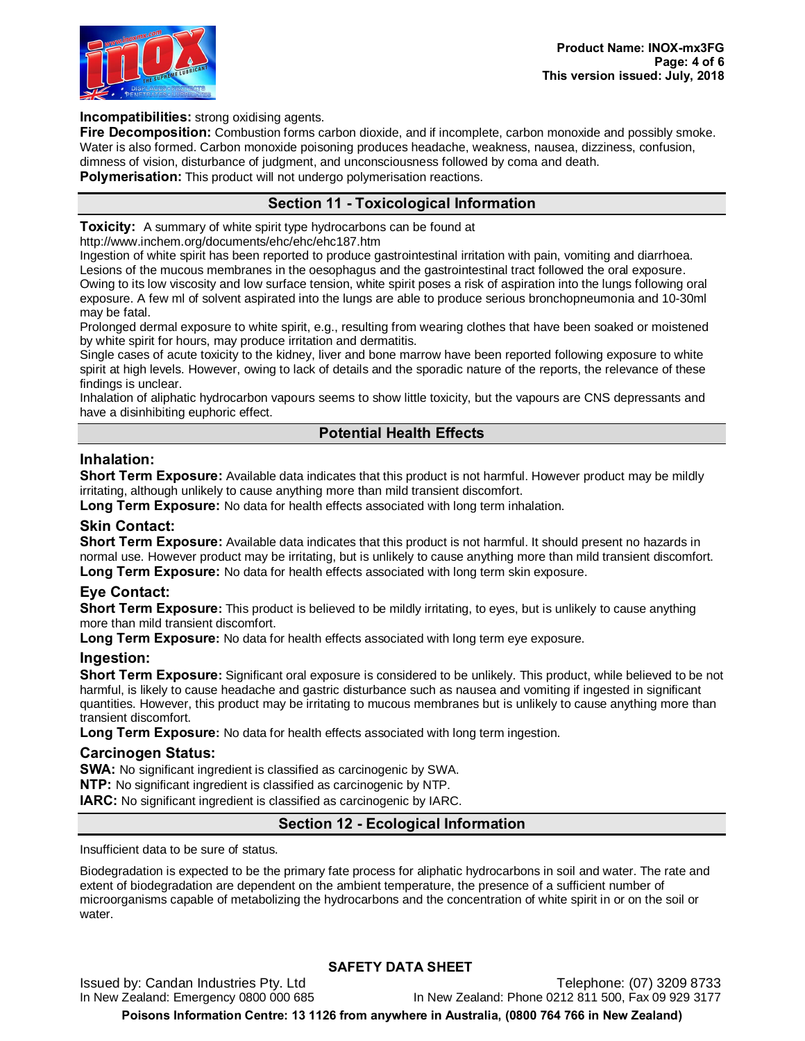**Incompatibilities:** strong oxidising agents.
**Fire Decomposition:** Combustion forms carbon dioxide, and if incomplete, carbon monoxide and possibly smoke. Water is also formed. Carbon monoxide poisoning produces headache, weakness, nausea, dizziness, confusion, dimness of vision, disturbance of judgment, and unconsciousness followed by coma and death.
**Polymerisation:** This product will not undergo polymerisation reactions.

## Section 11 - Toxicological Information

**Toxicity:** A summary of white spirit type hydrocarbons can be found at http://www.inchem.org/documents/ehc/ehc/ehc187.htm
Ingestion of white spirit has been reported to produce gastrointestinal irritation with pain, vomiting and diarrhoea. Lesions of the mucous membranes in the oesophagus and the gastrointestinal tract followed the oral exposure. Owing to its low viscosity and low surface tension, white spirit poses a risk of aspiration into the lungs following oral exposure. A few ml of solvent aspirated into the lungs are able to produce serious bronchopneumonia and 10-30ml may be fatal.
Prolonged dermal exposure to white spirit, e.g., resulting from wearing clothes that have been soaked or moistened by white spirit for hours, may produce irritation and dermatitis.
Single cases of acute toxicity to the kidney, liver and bone marrow have been reported following exposure to white spirit at high levels. However, owing to lack of details and the sporadic nature of the reports, the relevance of these findings is unclear.
Inhalation of aliphatic hydrocarbon vapours seems to show little toxicity, but the vapours are CNS depressants and have a disinhibiting euphoric effect.

## Potential Health Effects

### Inhalation:

**Short Term Exposure:** Available data indicates that this product is not harmful. However product may be mildly irritating, although unlikely to cause anything more than mild transient discomfort.
**Long Term Exposure:** No data for health effects associated with long term inhalation.

### Skin Contact:

**Short Term Exposure:** Available data indicates that this product is not harmful. It should present no hazards in normal use. However product may be irritating, but is unlikely to cause anything more than mild transient discomfort.
**Long Term Exposure:** No data for health effects associated with long term skin exposure.

### Eye Contact:

**Short Term Exposure:** This product is believed to be mildly irritating, to eyes, but is unlikely to cause anything more than mild transient discomfort.
**Long Term Exposure:** No data for health effects associated with long term eye exposure.

### Ingestion:

**Short Term Exposure:** Significant oral exposure is considered to be unlikely. This product, while believed to be not harmful, is likely to cause headache and gastric disturbance such as nausea and vomiting if ingested in significant quantities. However, this product may be irritating to mucous membranes but is unlikely to cause anything more than transient discomfort.
**Long Term Exposure:** No data for health effects associated with long term ingestion.

### Carcinogen Status:

**SWA:** No significant ingredient is classified as carcinogenic by SWA.
**NTP:** No significant ingredient is classified as carcinogenic by NTP.
**IARC:** No significant ingredient is classified as carcinogenic by IARC.

## Section 12 - Ecological Information

Insufficient data to be sure of status.

Biodegradation is expected to be the primary fate process for aliphatic hydrocarbons in soil and water. The rate and extent of biodegradation are dependent on the ambient temperature, the presence of a sufficient number of microorganisms capable of metabolizing the hydrocarbons and the concentration of white spirit in or on the soil or water.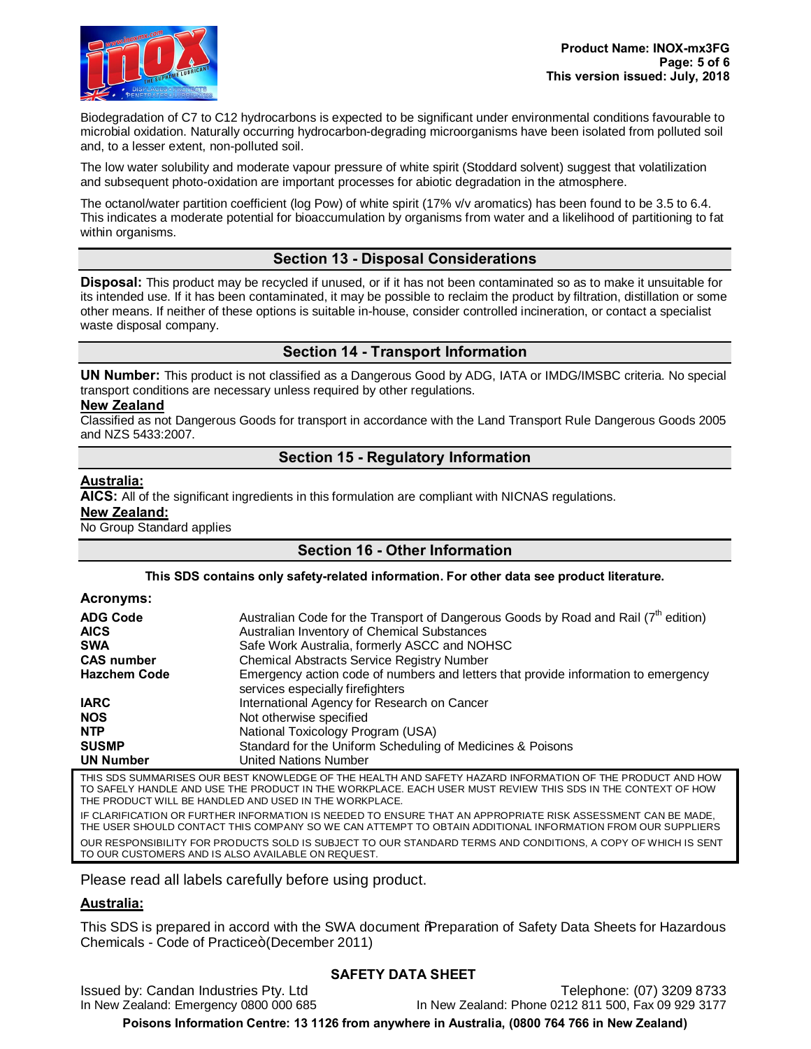Biodegradation of C7 to C12 hydrocarbons is expected to be significant under environmental conditions favourable to microbial oxidation. Naturally occurring hydrocarbon-degrading microorganisms have been isolated from polluted soil and, to a lesser extent, non-polluted soil.

The low water solubility and moderate vapour pressure of white spirit (Stoddard solvent) suggest that volatilization and subsequent photo-oxidation are important processes for abiotic degradation in the atmosphere.

The octanol/water partition coefficient (log Pow) of white spirit (17% v/v aromatics) has been found to be 3.5 to 6.4. This indicates a moderate potential for bioaccumulation by organisms from water and a likelihood of partitioning to fat within organisms.

## Section 13 - Disposal Considerations

**Disposal:** This product may be recycled if unused, or if it has not been contaminated so as to make it unsuitable for its intended use. If it has been contaminated, it may be possible to reclaim the product by filtration, distillation or some other means. If neither of these options is suitable in-house, consider controlled incineration, or contact a specialist waste disposal company.

## Section 14 - Transport Information

**UN Number:** This product is not classified as a Dangerous Good by ADG, IATA or IMDG/IMSBC criteria. No special transport conditions are necessary unless required by other regulations.

**New Zealand**

Classified as not Dangerous Goods for transport in accordance with the Land Transport Rule Dangerous Goods 2005 and NZS 5433:2007.

## Section 15 - Regulatory Information

**Australia:**

**AICS:** All of the significant ingredients in this formulation are compliant with NICNAS regulations.

**New Zealand:**

No Group Standard applies

## Section 16 - Other Information

**This SDS contains only safety-related information. For other data see product literature.**

**Acronyms:**

| | |
|---|---|
| **ADG Code** | Australian Code for the Transport of Dangerous Goods by Road and Rail (7th edition) |
| **AICS** | Australian Inventory of Chemical Substances |
| **SWA** | Safe Work Australia, formerly ASCC and NOHSC |
| **CAS number** | Chemical Abstracts Service Registry Number |
| **Hazchem Code** | Emergency action code of numbers and letters that provide information to emergency services especially firefighters |
| **IARC** | International Agency for Research on Cancer |
| **NOS** | Not otherwise specified |
| **NTP** | National Toxicology Program (USA) |
| **SUSMP** | Standard for the Uniform Scheduling of Medicines & Poisons |
| **UN Number** | United Nations Number |

THIS SDS SUMMARISES OUR BEST KNOWLEDGE OF THE HEALTH AND SAFETY HAZARD INFORMATION OF THE PRODUCT AND HOW TO SAFELY HANDLE AND USE THE PRODUCT IN THE WORKPLACE. EACH USER MUST REVIEW THIS SDS IN THE CONTEXT OF HOW THE PRODUCT WILL BE HANDLED AND USED IN THE WORKPLACE.

IF CLARIFICATION OR FURTHER INFORMATION IS NEEDED TO ENSURE THAT AN APPROPRIATE RISK ASSESSMENT CAN BE MADE, THE USER SHOULD CONTACT THIS COMPANY SO WE CAN ATTEMPT TO OBTAIN ADDITIONAL INFORMATION FROM OUR SUPPLIERS

OUR RESPONSIBILITY FOR PRODUCTS SOLD IS SUBJECT TO OUR STANDARD TERMS AND CONDITIONS, A COPY OF WHICH IS SENT TO OUR CUSTOMERS AND IS ALSO AVAILABLE ON REQUEST.

Please read all labels carefully before using product.

**Australia:**

This SDS is prepared in accord with the SWA document "Preparation of Safety Data Sheets for Hazardous Chemicals - Code of Practice" (December 2011)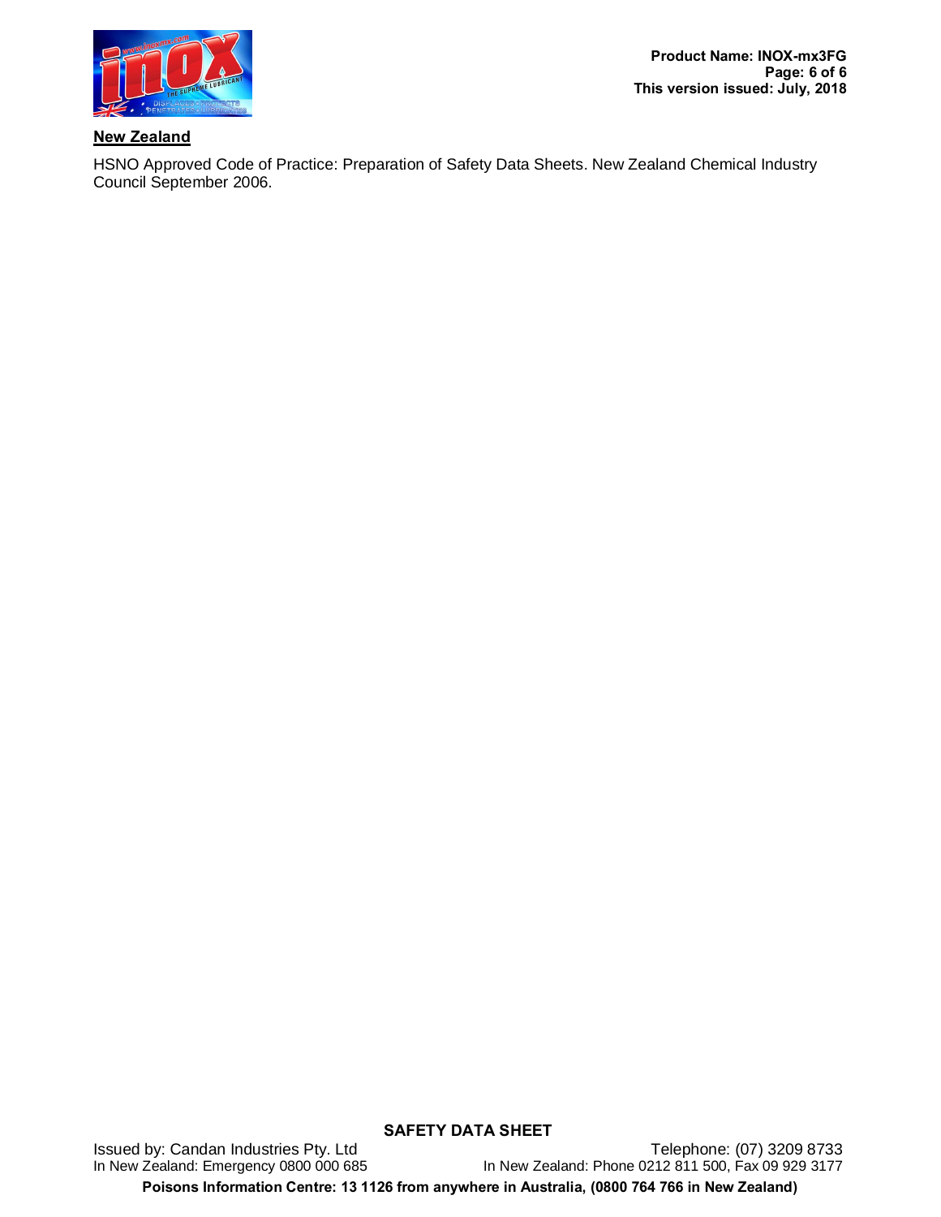**New Zealand**

HSNO Approved Code of Practice: Preparation of Safety Data Sheets. New Zealand Chemical Industry Council September 2006.